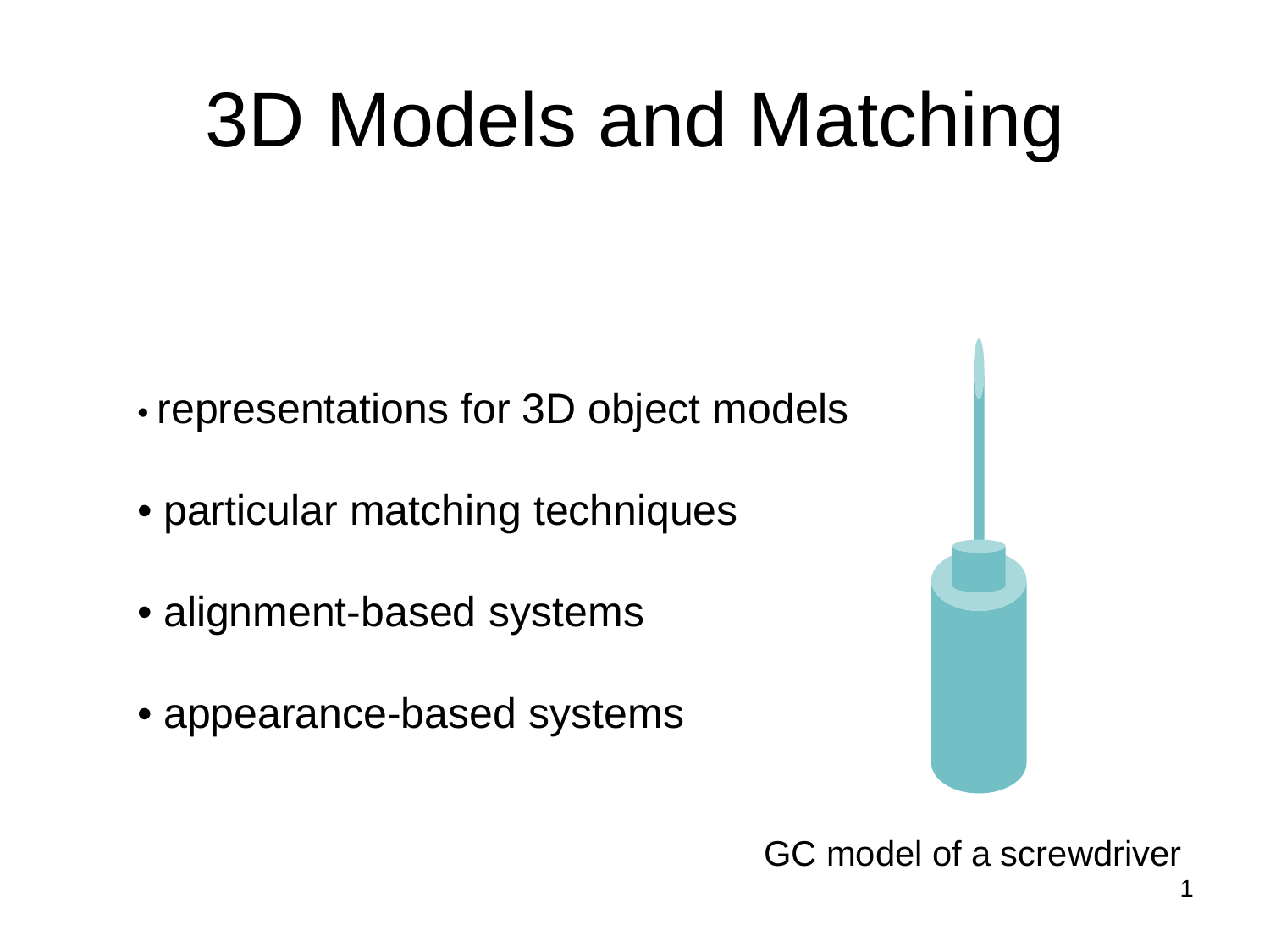# 3D Models and Matching

- representations for 3D object models
- particular matching techniques
- alignment-based systems
- appearance-based systems

GC model of a screwdriver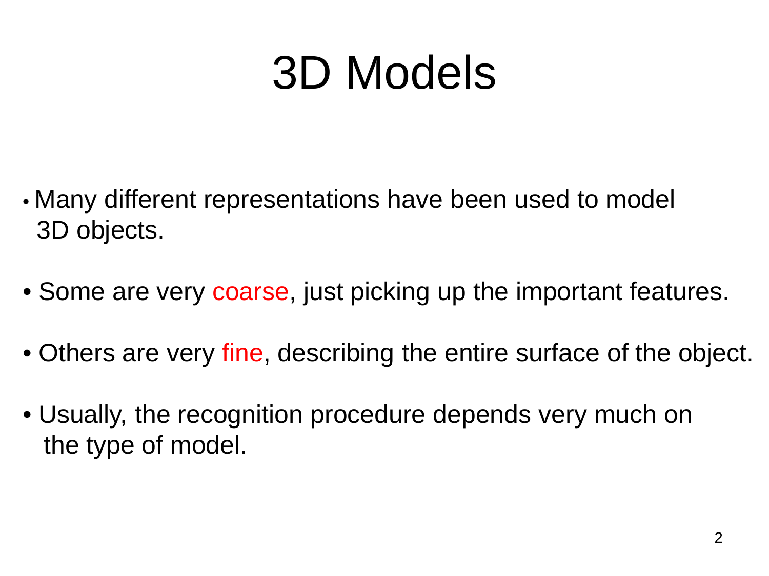# 3D Models

- Many different representations have been used to model 3D objects.
- Some are very coarse, just picking up the important features.
- Others are very fine, describing the entire surface of the object.
- Usually, the recognition procedure depends very much on the type of model.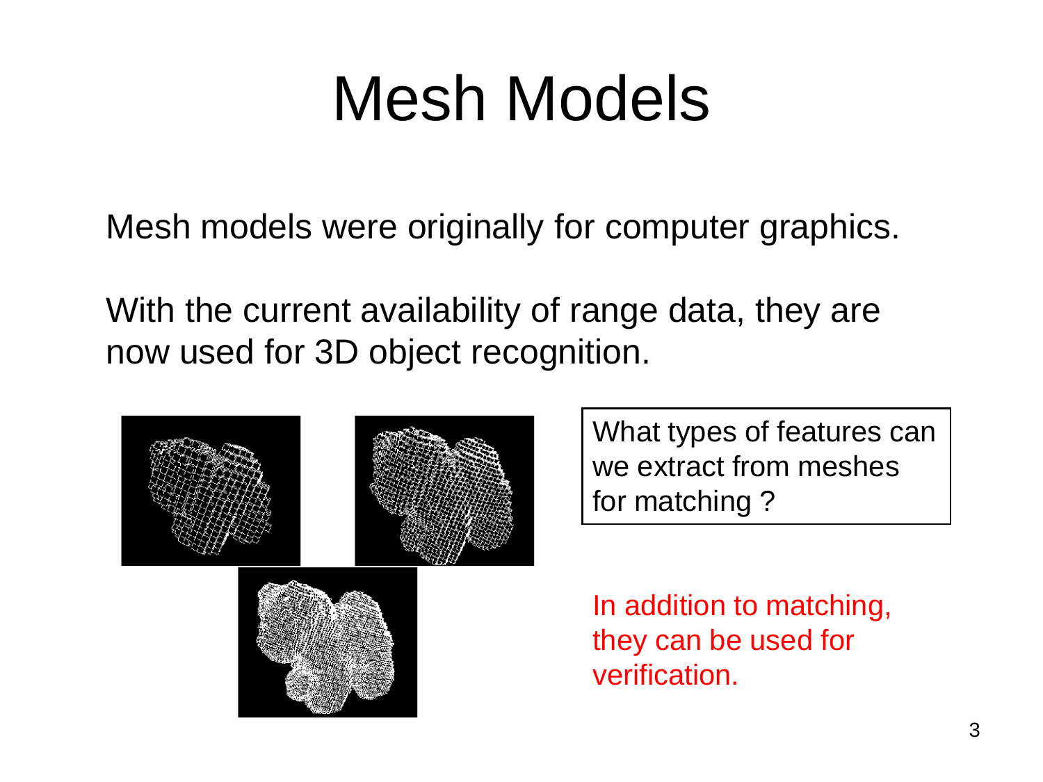# Mesh Models

Mesh models were originally for computer graphics.

With the current availability of range data, they are now used for 3D object recognition.

What types of features can we extract from meshes for matching ?

In addition to matching, they can be used for verification.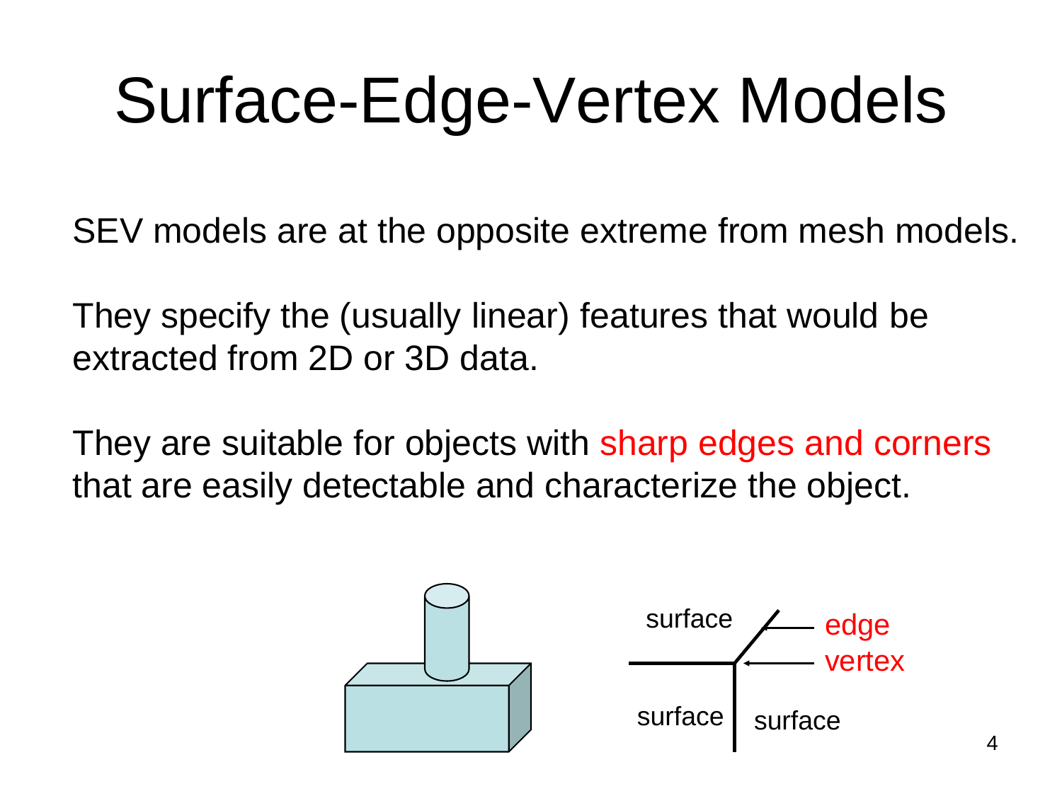# Surface-Edge-Vertex Models

SEV models are at the opposite extreme from mesh models.

They specify the (usually linear) features that would be extracted from 2D or 3D data.

They are suitable for objects with sharp edges and corners that are easily detectable and characterize the object.

surface

edge

vertex

surface

surface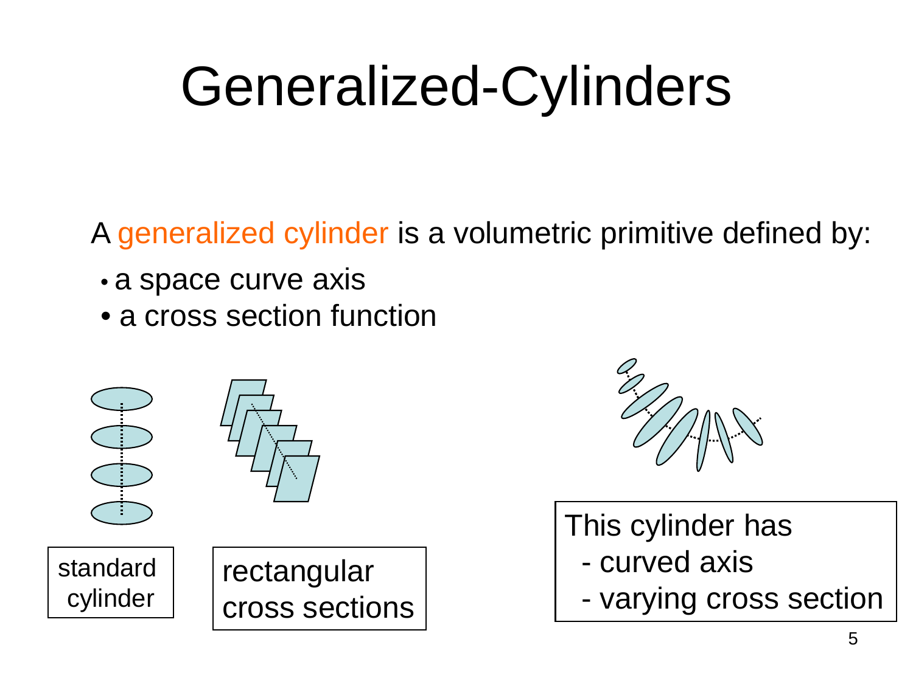# Generalized-Cylinders

A generalized cylinder is a volumetric primitive defined by:

- a space curve axis
- a cross section function

standard cylinder

rectangular cross sections

This cylinder has
- curved axis
- varying cross section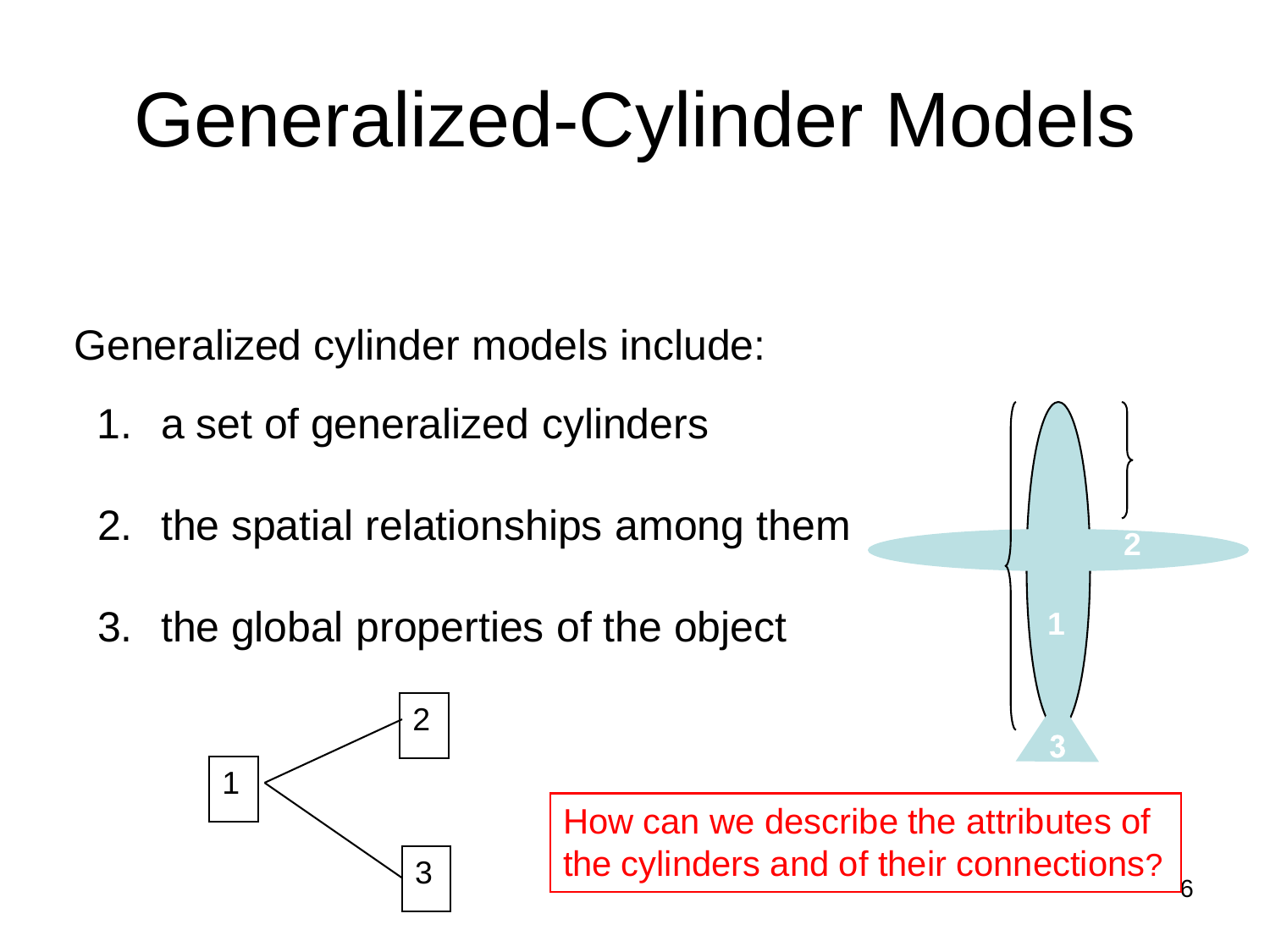# Generalized-Cylinder Models

Generalized cylinder models include:

1. a set of generalized cylinders
2. the spatial relationships among them
3. the global properties of the object

How can we describe the attributes of the cylinders and of their connections?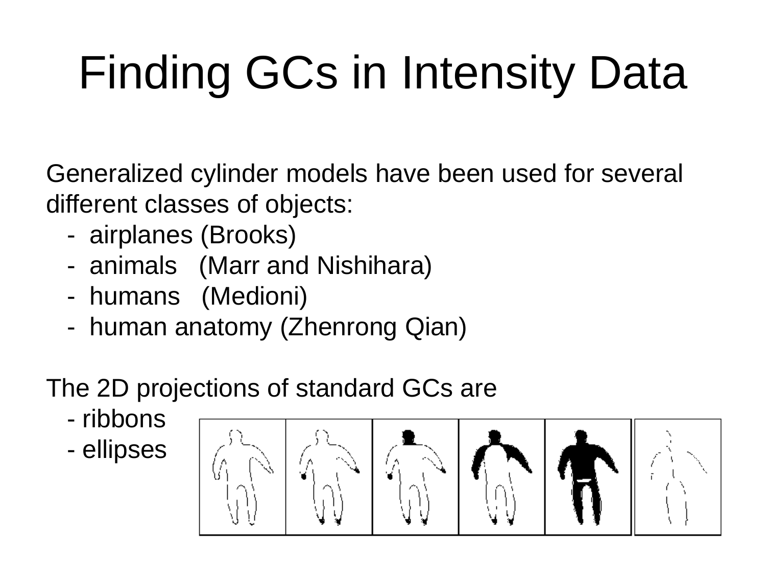# Finding GCs in Intensity Data

Generalized cylinder models have been used for several different classes of objects:

- airplanes (Brooks)
- animals (Marr and Nishihara)
- humans (Medioni)
- human anatomy (Zhenrong Qian)

The 2D projections of standard GCs are

- ribbons
- ellipses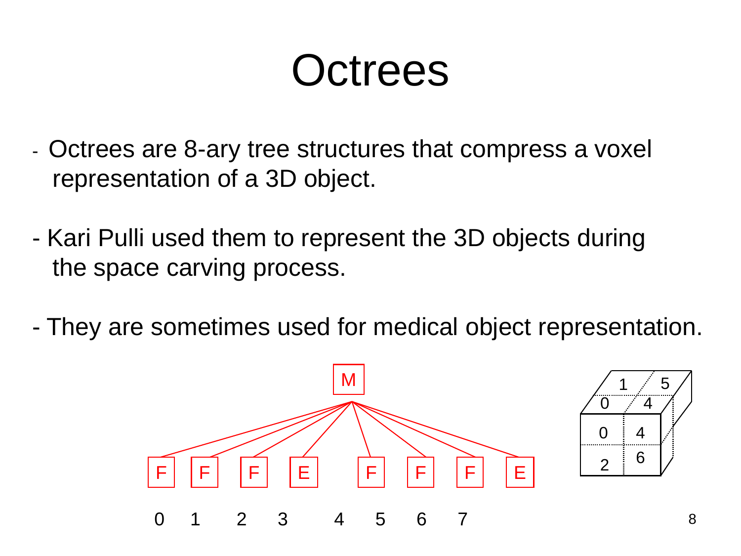# Octrees

- Octrees are 8-ary tree structures that compress a voxel representation of a 3D object.
- Kari Pulli used them to represent the 3D objects during the space carving process.
- They are sometimes used for medical object representation.

M

F F F E F F F E

0 1 2 3 4 5 6 7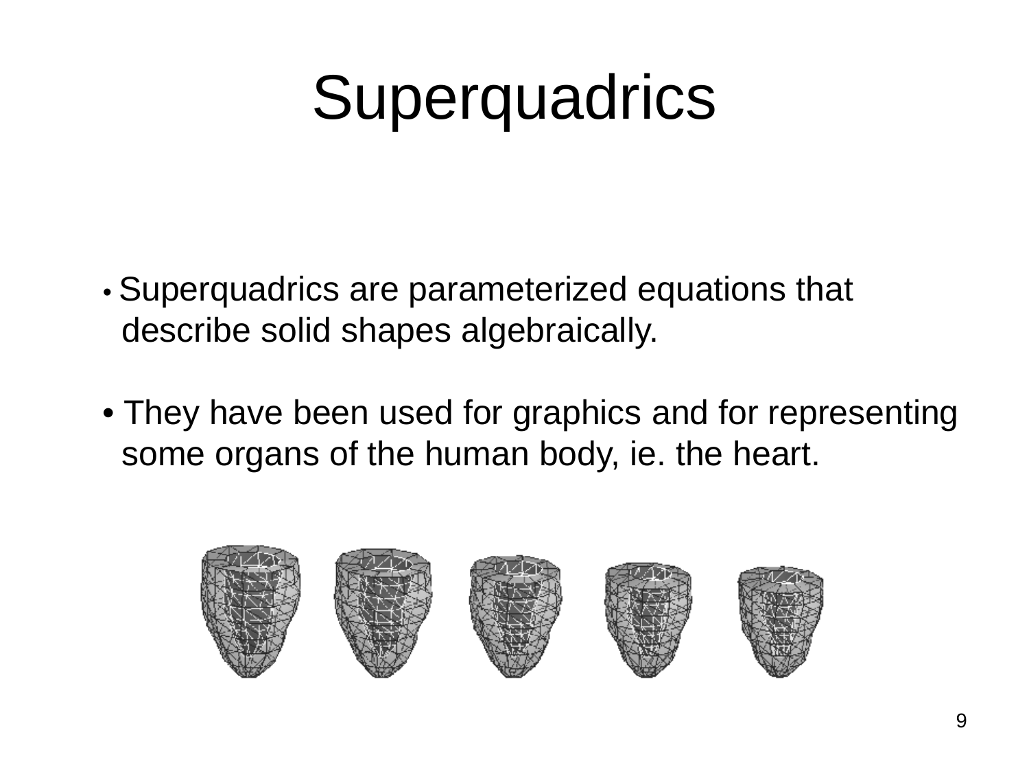# Superquadrics

- Superquadrics are parameterized equations that describe solid shapes algebraically.

- They have been used for graphics and for representing some organs of the human body, ie. the heart.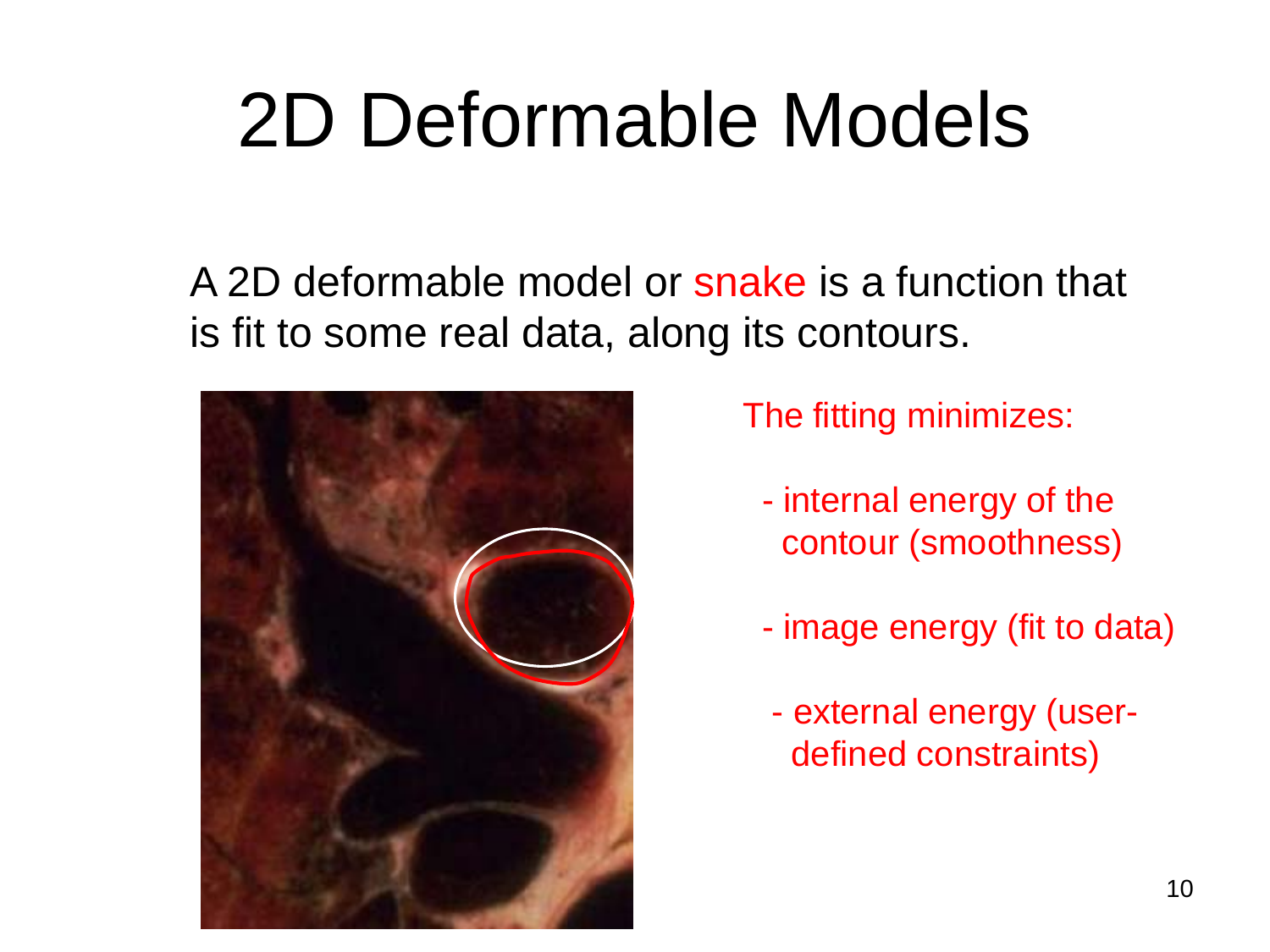# 2D Deformable Models

A 2D deformable model or snake is a function that is fit to some real data, along its contours.

The fitting minimizes:

- internal energy of the contour (smoothness)
- image energy (fit to data)
- external energy (user-defined constraints)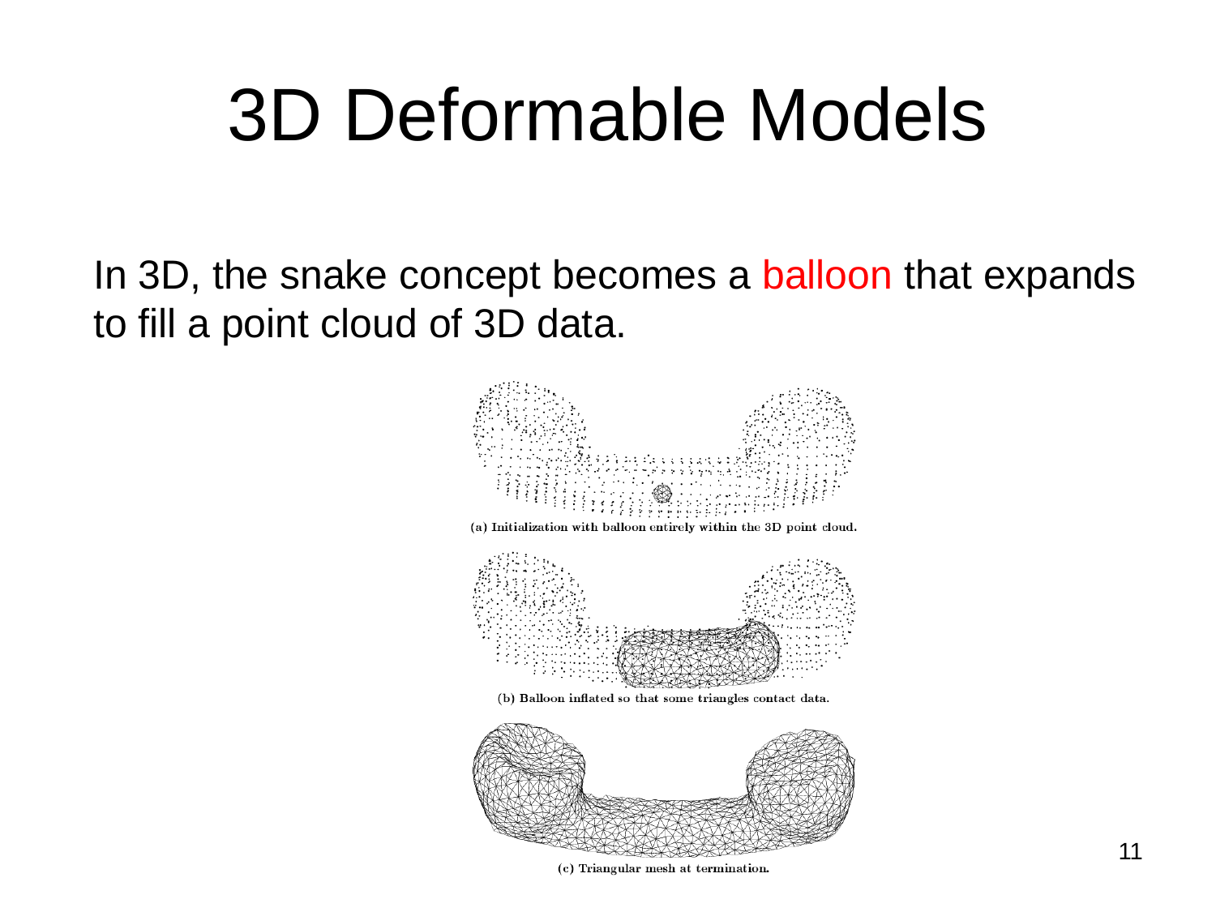# 3D Deformable Models

In 3D, the snake concept becomes a balloon that expands to fill a point cloud of 3D data.

(a) Initialization with balloon entirely within the 3D point cloud.

(b) Balloon inflated so that some triangles contact data.

(c) Triangular mesh at termination.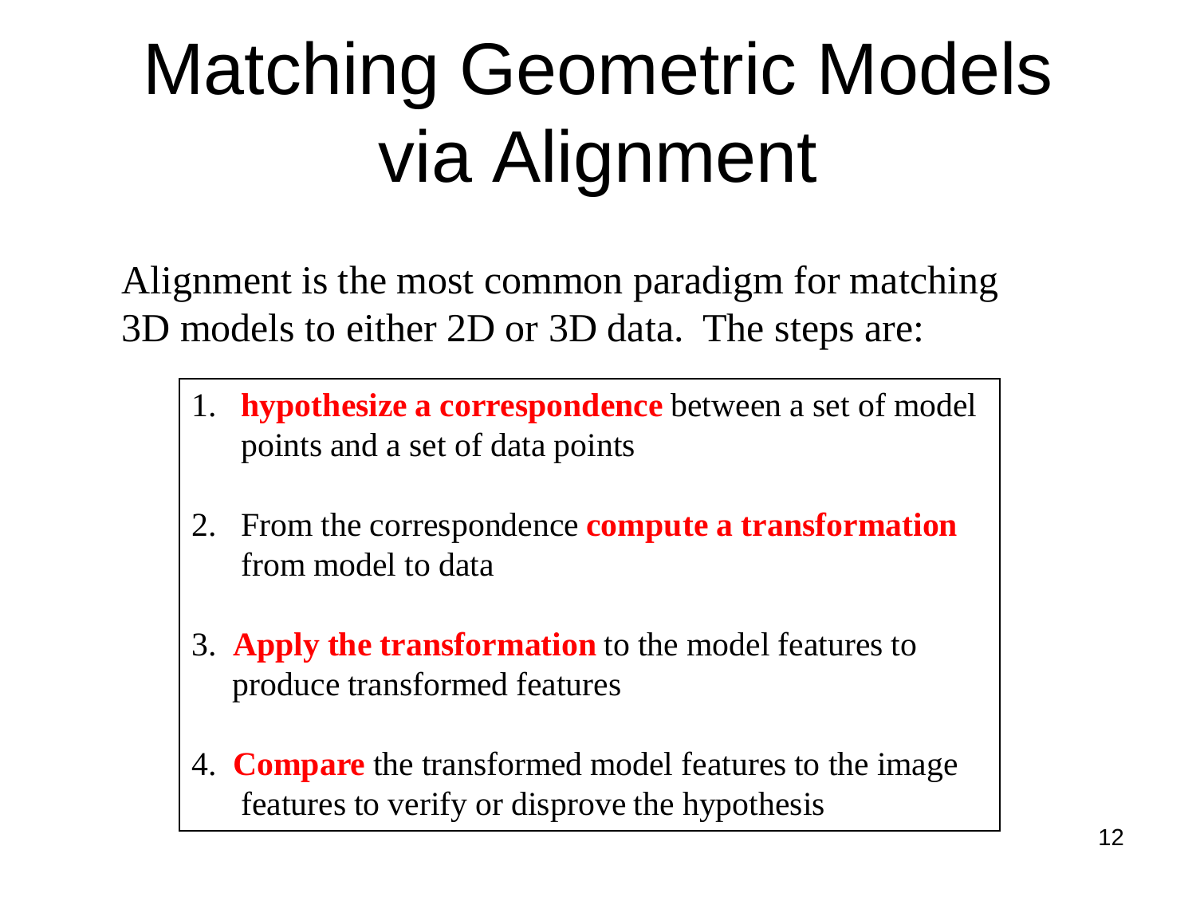# Matching Geometric Models via Alignment

Alignment is the most common paradigm for matching 3D models to either 2D or 3D data. The steps are:

1. **hypothesize a correspondence** between a set of model points and a set of data points
2. From the correspondence **compute a transformation** from model to data
3. **Apply the transformation** to the model features to produce transformed features
4. **Compare** the transformed model features to the image features to verify or disprove the hypothesis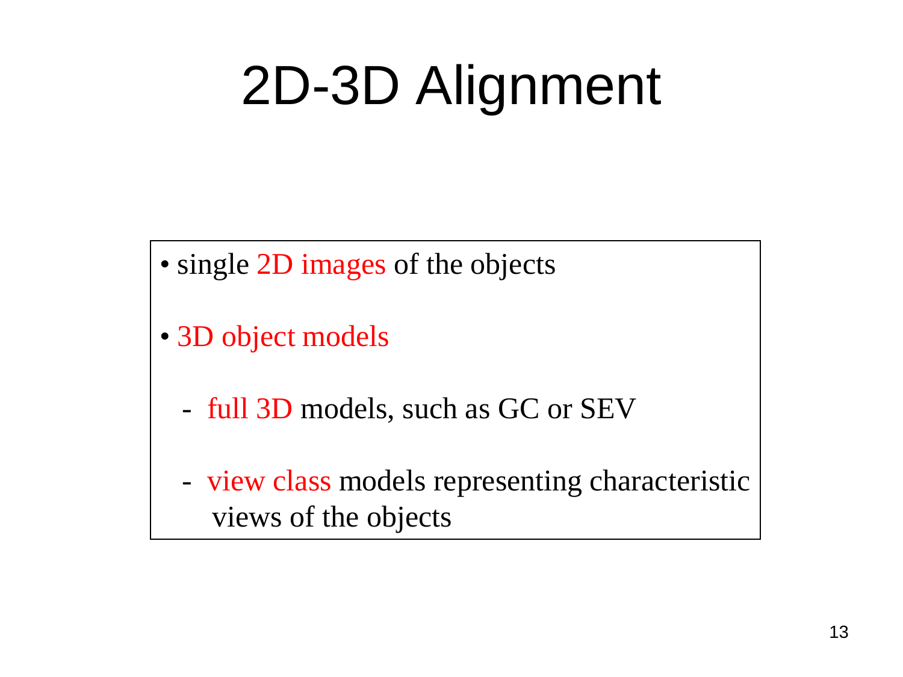# 2D-3D Alignment

- single 2D images of the objects
- 3D object models
  - full 3D models, such as GC or SEV
  - view class models representing characteristic views of the objects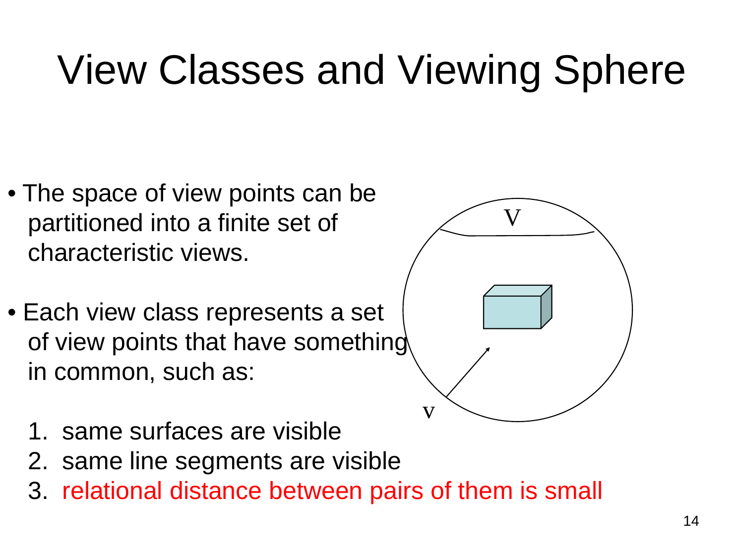# View Classes and Viewing Sphere

- The space of view points can be partitioned into a finite set of characteristic views.
- Each view class represents a set of view points that have something in common, such as:
  1. same surfaces are visible
  2. same line segments are visible
  3. relational distance between pairs of them is small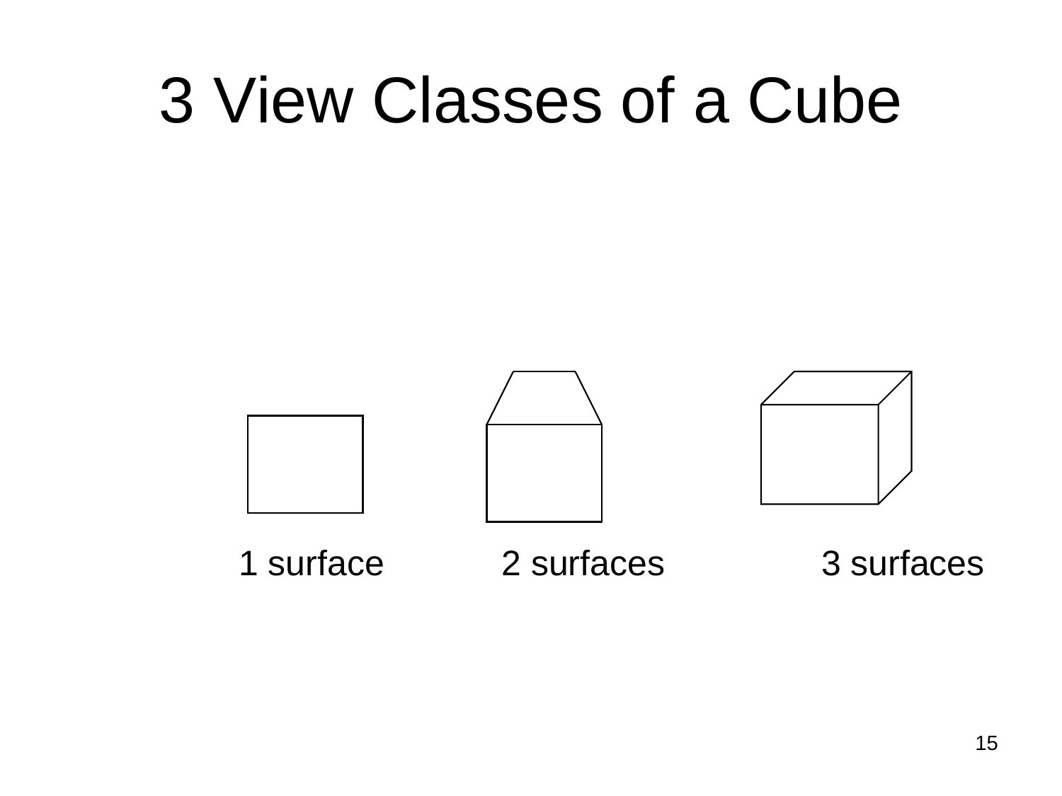# 3 View Classes of a Cube

1 surface | 2 surfaces | 3 surfaces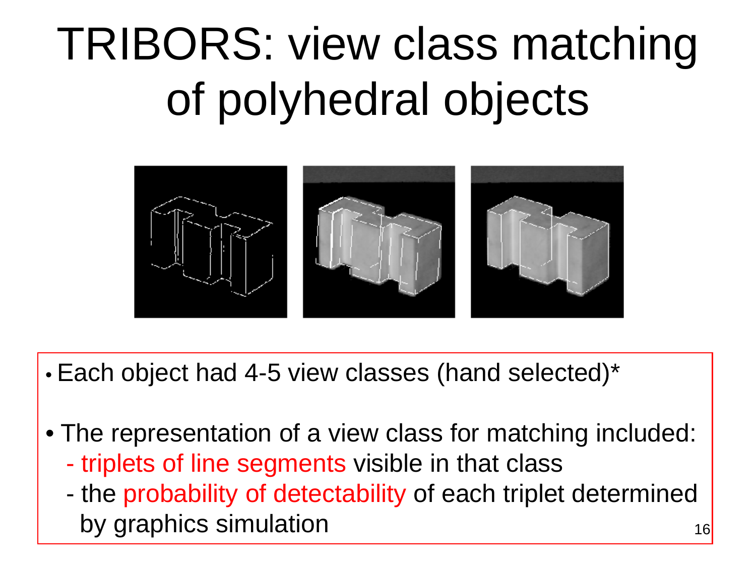# TRIBORS: view class matching of polyhedral objects

- Each object had 4-5 view classes (hand selected)*
- The representation of a view class for matching included:
  - triplets of line segments visible in that class
  - the probability of detectability of each triplet determined by graphics simulation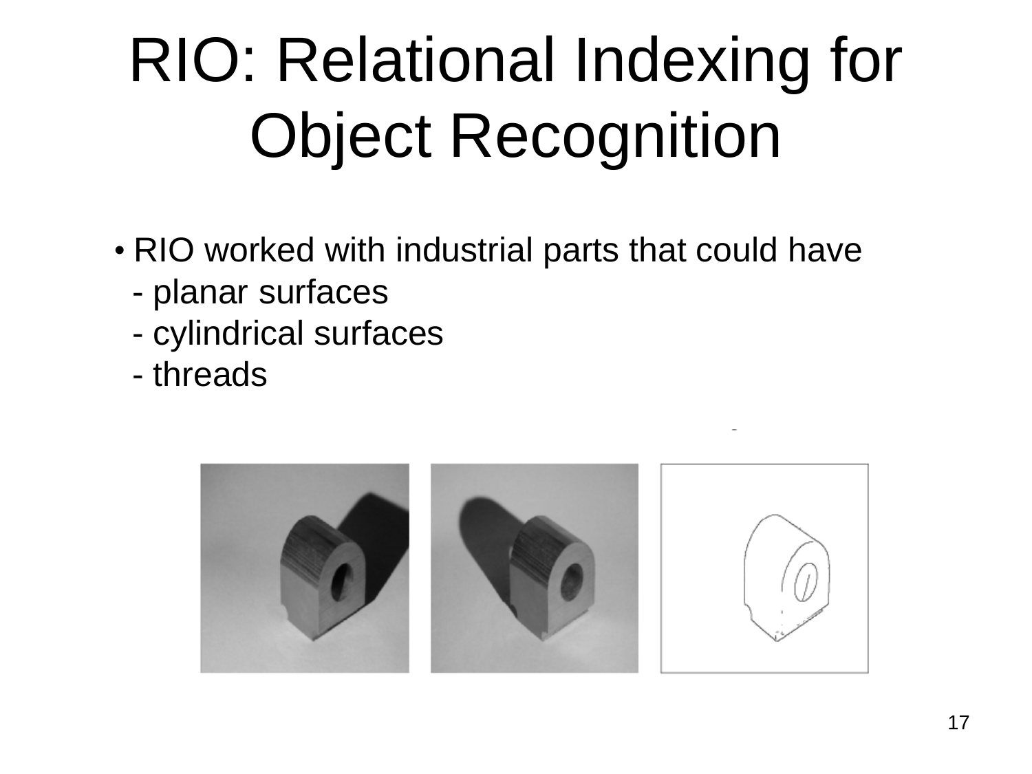# RIO: Relational Indexing for Object Recognition

- RIO worked with industrial parts that could have
  - planar surfaces
  - cylindrical surfaces
  - threads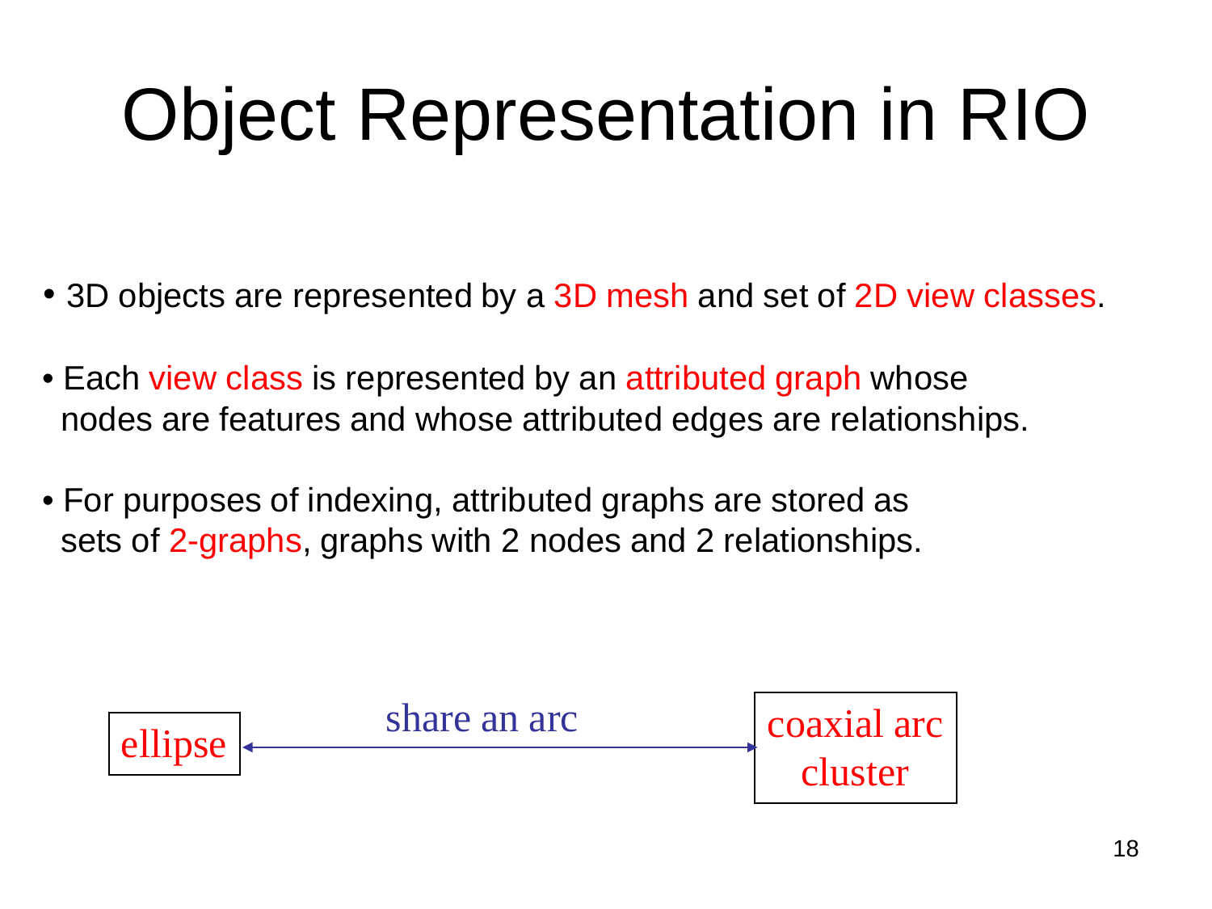# Object Representation in RIO

- 3D objects are represented by a 3D mesh and set of 2D view classes.
- Each view class is represented by an attributed graph whose nodes are features and whose attributed edges are relationships.
- For purposes of indexing, attributed graphs are stored as sets of 2-graphs, graphs with 2 nodes and 2 relationships.

ellipse ←— share an arc —→ coaxial arc cluster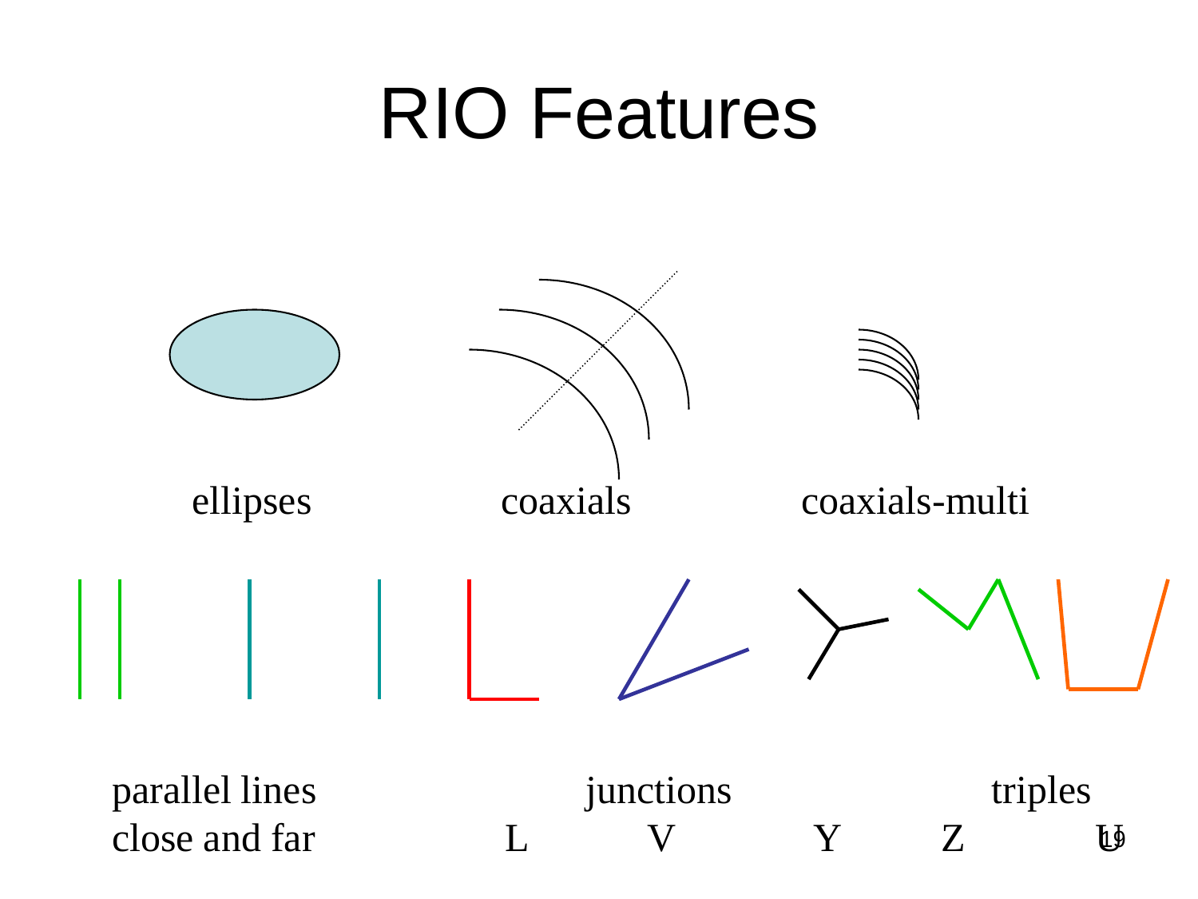# RIO Features

ellipses

coaxials

coaxials-multi

parallel lines
close and far

junctions

L V Y

triples

Z U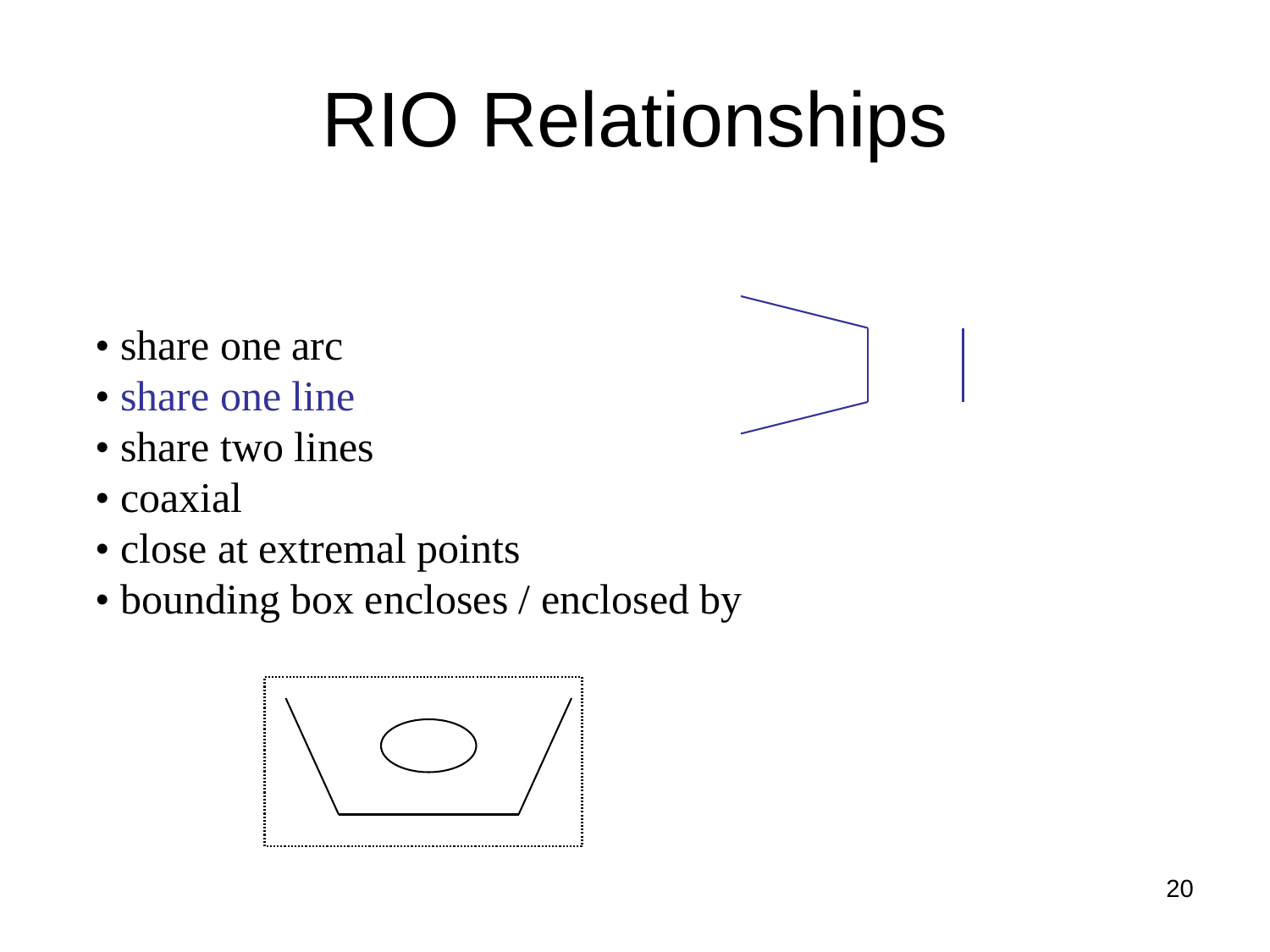# RIO Relationships

- share one arc
- share one line
- share two lines
- coaxial
- close at extremal points
- bounding box encloses / enclosed by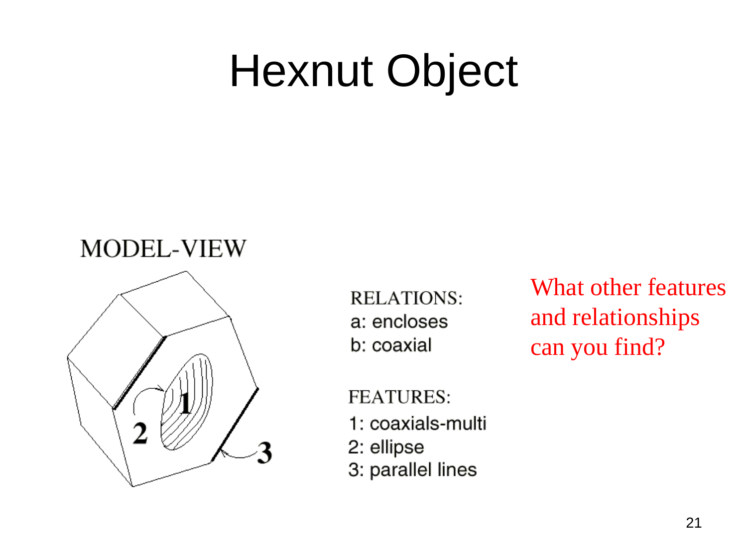# Hexnut Object

MODEL-VIEW

RELATIONS:
a: encloses
b: coaxial

FEATURES:
1: coaxials-multi
2: ellipse
3: parallel lines

What other features and relationships can you find?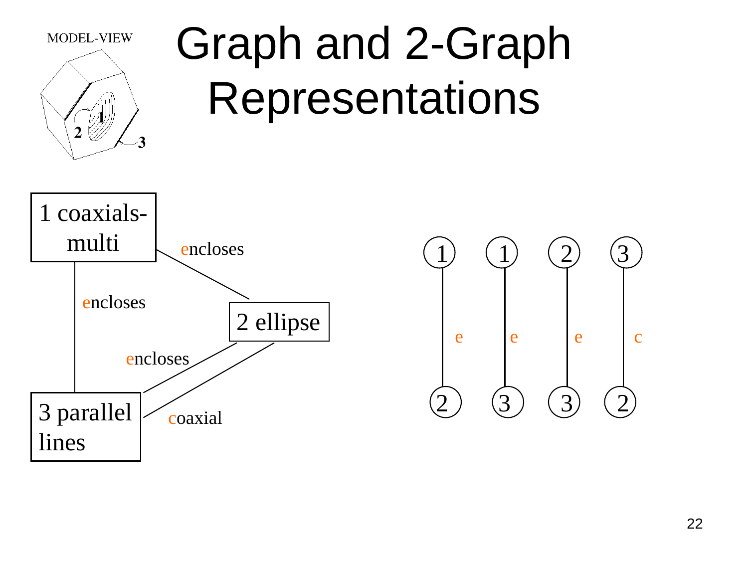# Graph and 2-Graph Representations

MODEL-VIEW

1 coaxials-multi

2 ellipse

3 parallel lines

encloses

encloses

encloses

coaxial

| 1 | 1 | 2 | 3 |
|---|---|---|---|
| e | e | e | c |
| 2 | 3 | 3 | 2 |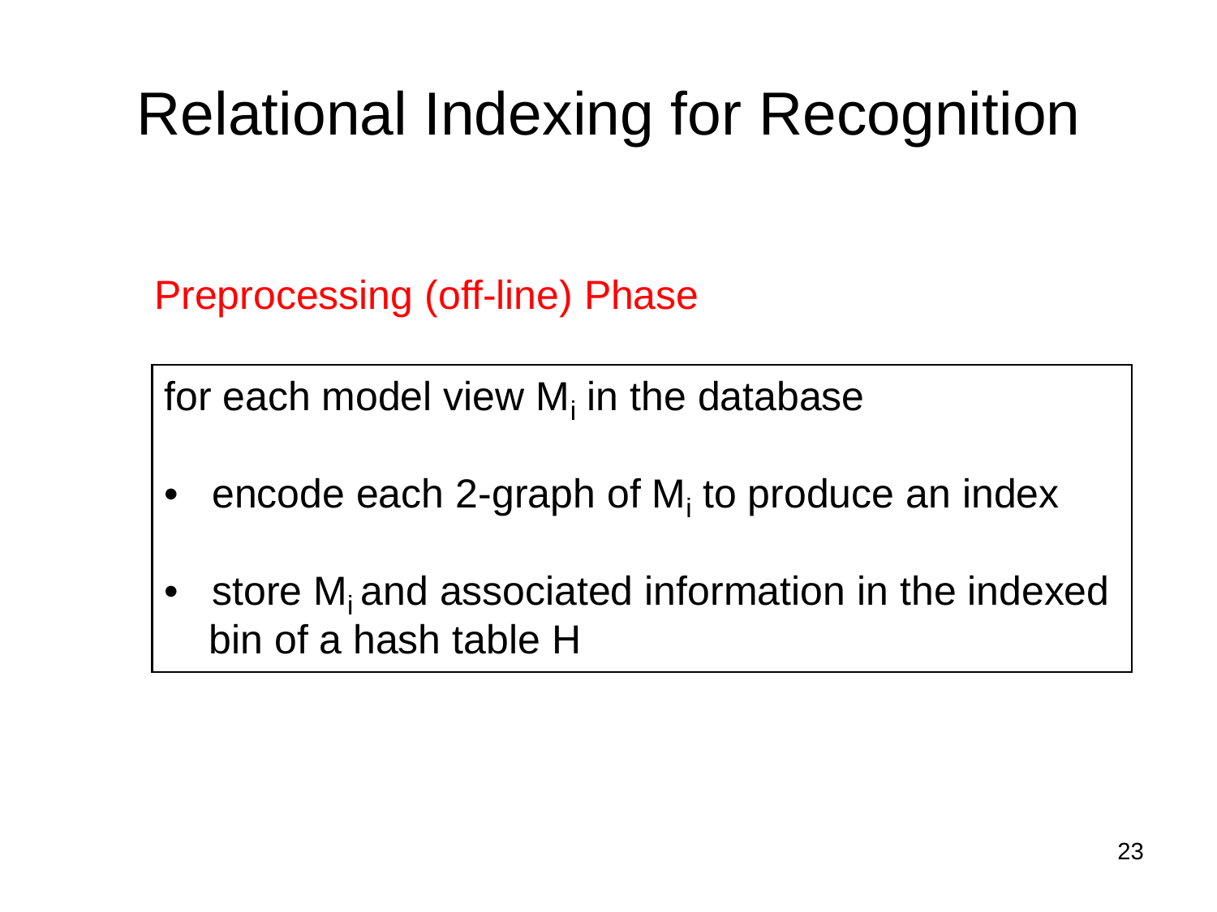# Relational Indexing for Recognition

## Preprocessing (off-line) Phase

for each model view $M_i$ in the database

- encode each 2-graph of $M_i$ to produce an index
- store $M_i$ and associated information in the indexed bin of a hash table H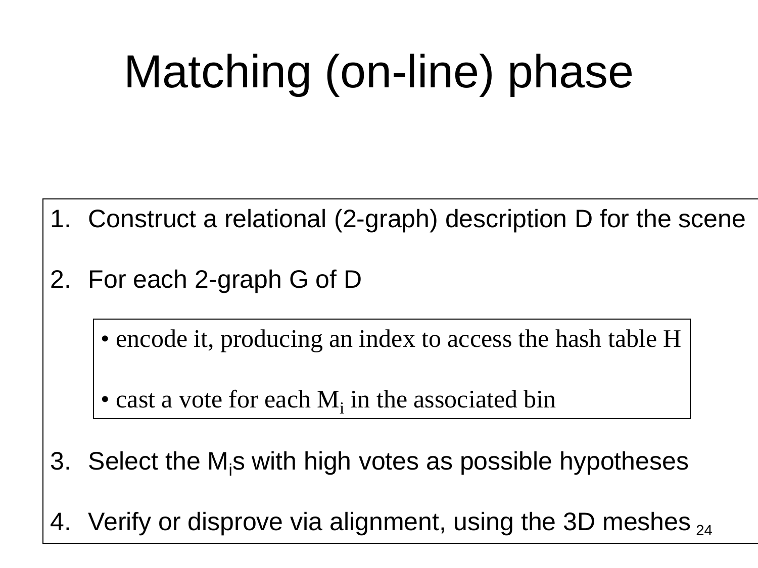# Matching (on-line) phase

1. Construct a relational (2-graph) description D for the scene
2. For each 2-graph G of D
   - encode it, producing an index to access the hash table H
   - cast a vote for each $M_i$ in the associated bin
3. Select the $M_i$s with high votes as possible hypotheses
4. Verify or disprove via alignment, using the 3D meshes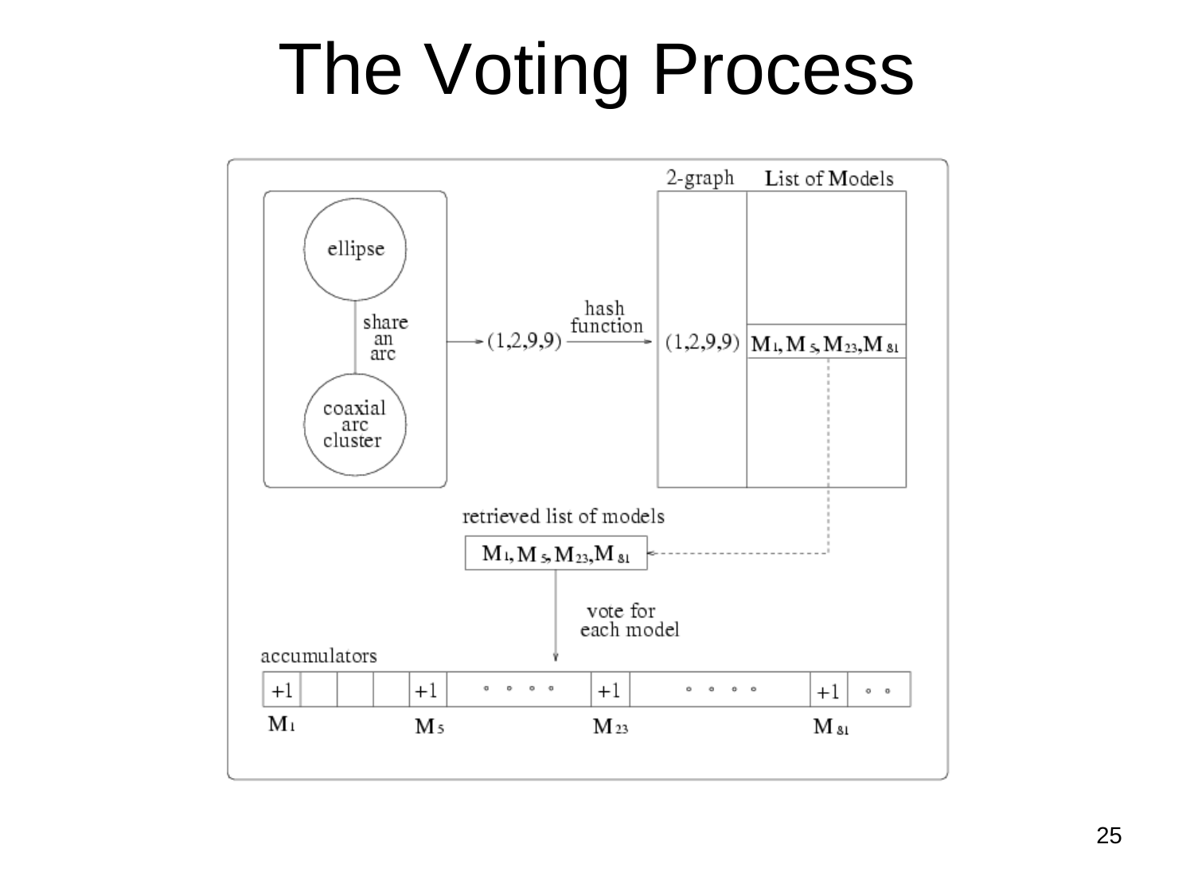# The Voting Process

2-graph | List of Models

ellipse — share an arc — coaxial arc cluster

(1,2,9,9) → hash function → (1,2,9,9) | $M_1, M_5, M_{23}, M_{81}$

retrieved list of models

$M_1, M_5, M_{23}, M_{81}$

vote for each model

accumulators

| +1 | | | | +1 | ◦ ◦ ◦ ◦ | +1 | ◦ ◦ ◦ ◦ | +1 | ◦ ◦ |
|---|---|---|---|---|---|---|---|---|---|
| $M_1$ | | | | $M_5$ | | $M_{23}$ | | $M_{81}$ | |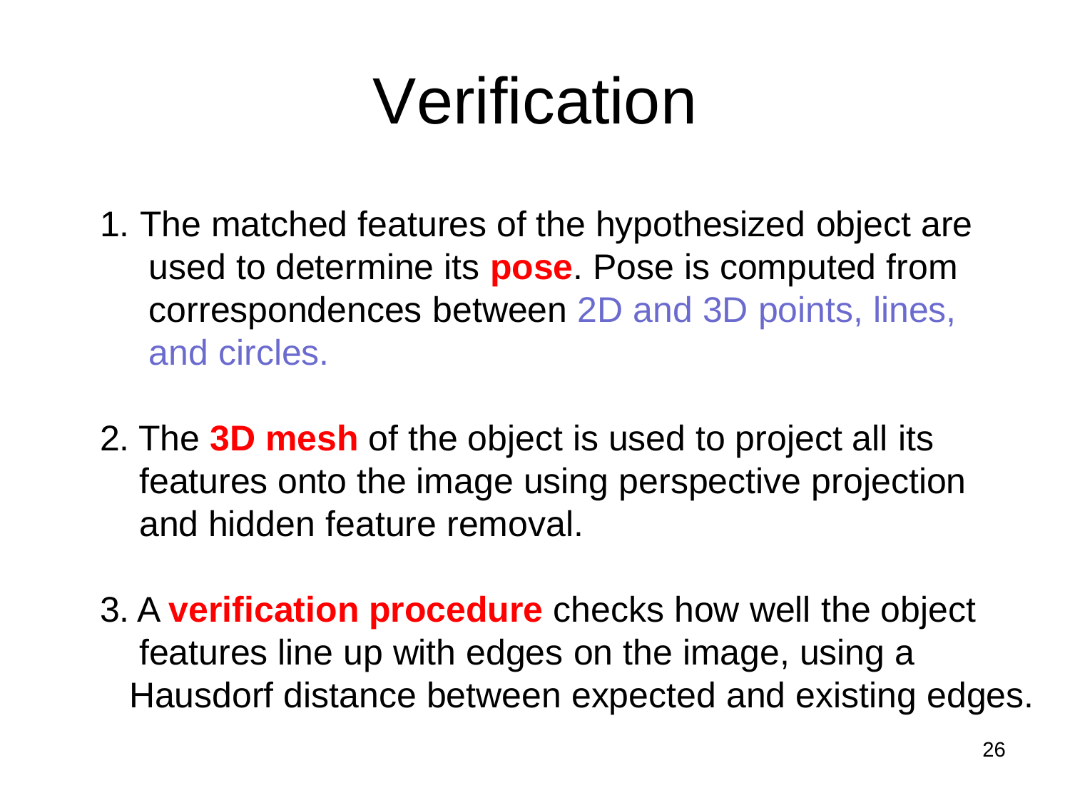# Verification

1. The matched features of the hypothesized object are used to determine its **pose**. Pose is computed from correspondences between 2D and 3D points, lines, and circles.

2. The **3D mesh** of the object is used to project all its features onto the image using perspective projection and hidden feature removal.

3. A **verification procedure** checks how well the object features line up with edges on the image, using a Hausdorf distance between expected and existing edges.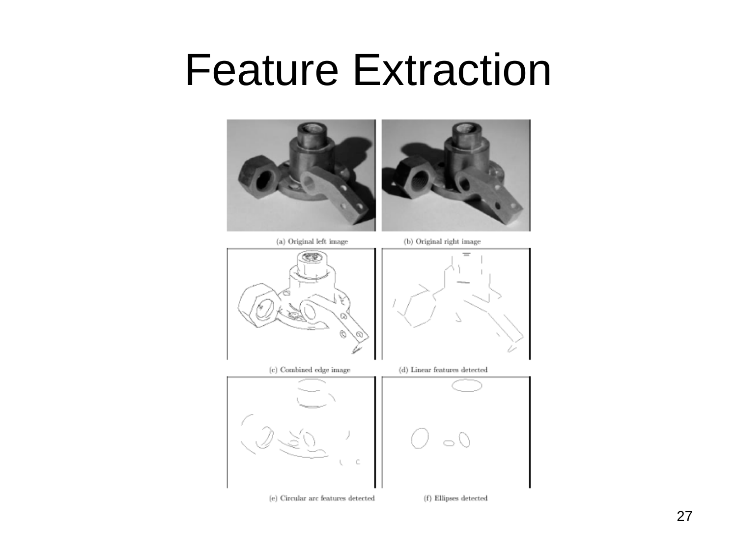# Feature Extraction

(a) Original left image

(b) Original right image

(c) Combined edge image

(d) Linear features detected

(e) Circular arc features detected

(f) Ellipses detected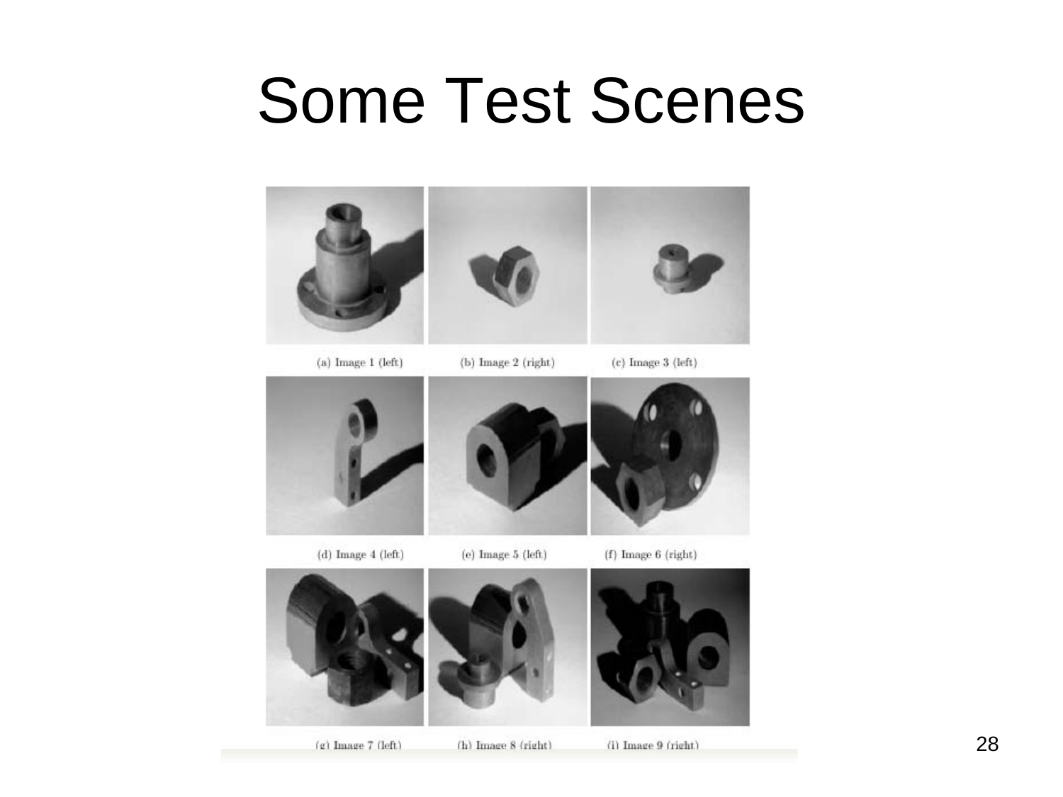# Some Test Scenes

(a) Image 1 (left)

(b) Image 2 (right)

(c) Image 3 (left)

(d) Image 4 (left)

(e) Image 5 (left)

(f) Image 6 (right)

(g) Image 7 (left)

(h) Image 8 (right)

(i) Image 9 (right)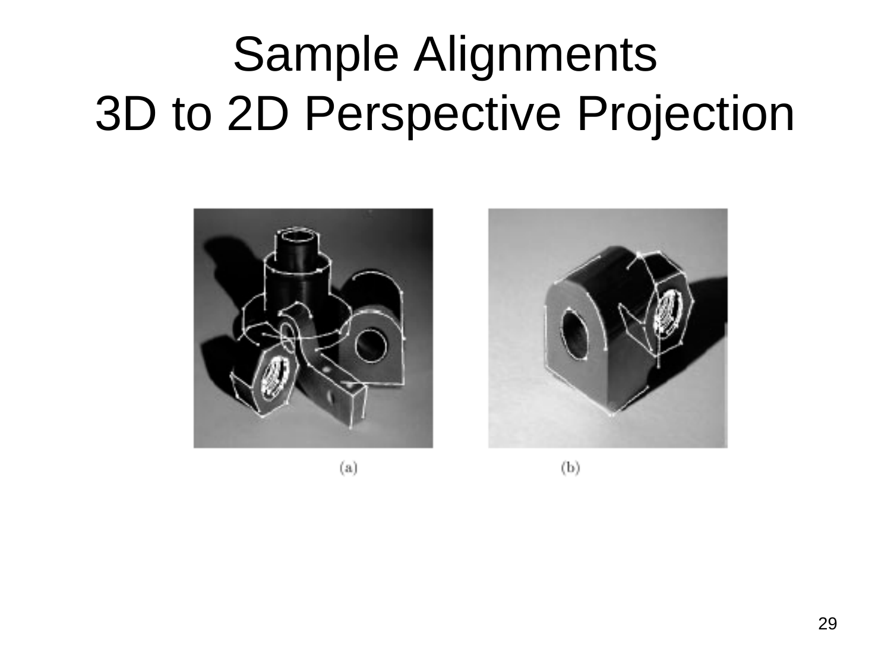# Sample Alignments
# 3D to 2D Perspective Projection

(a)

(b)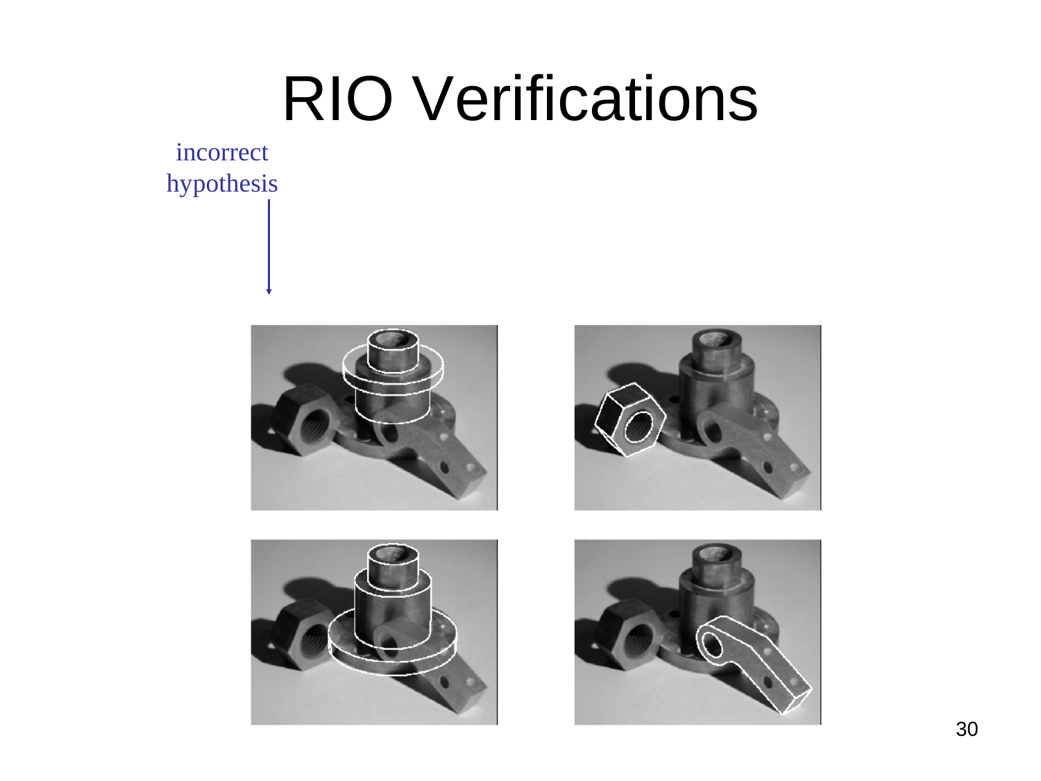# RIO Verifications

incorrect hypothesis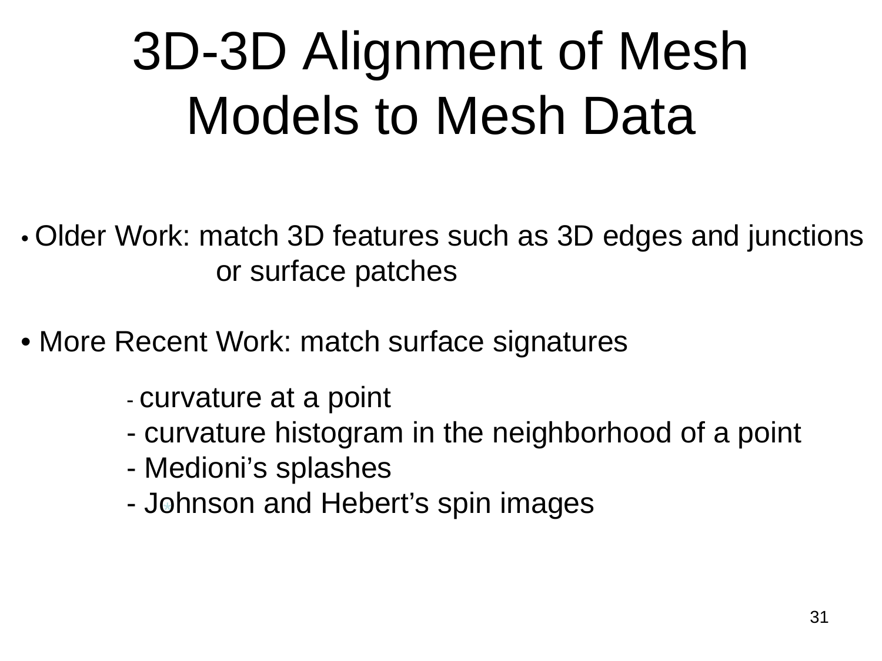# 3D-3D Alignment of Mesh Models to Mesh Data

- Older Work: match 3D features such as 3D edges and junctions or surface patches

- More Recent Work: match surface signatures
  - curvature at a point
  - curvature histogram in the neighborhood of a point
  - Medioni's splashes
  - Johnson and Hebert's spin images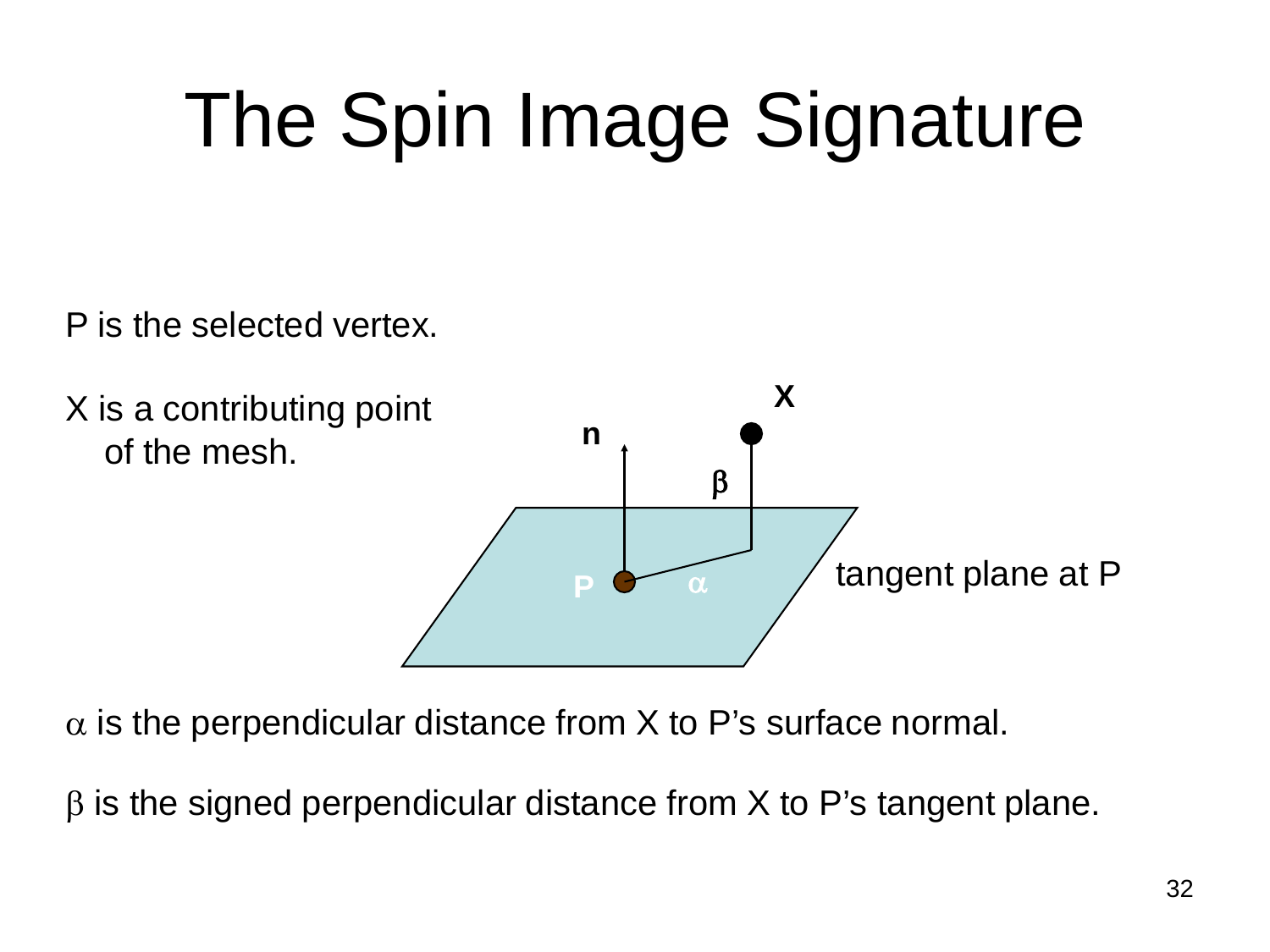# The Spin Image Signature

P is the selected vertex.

X is a contributing point of the mesh.

$\alpha$ is the perpendicular distance from X to P's surface normal.

$\beta$ is the signed perpendicular distance from X to P's tangent plane.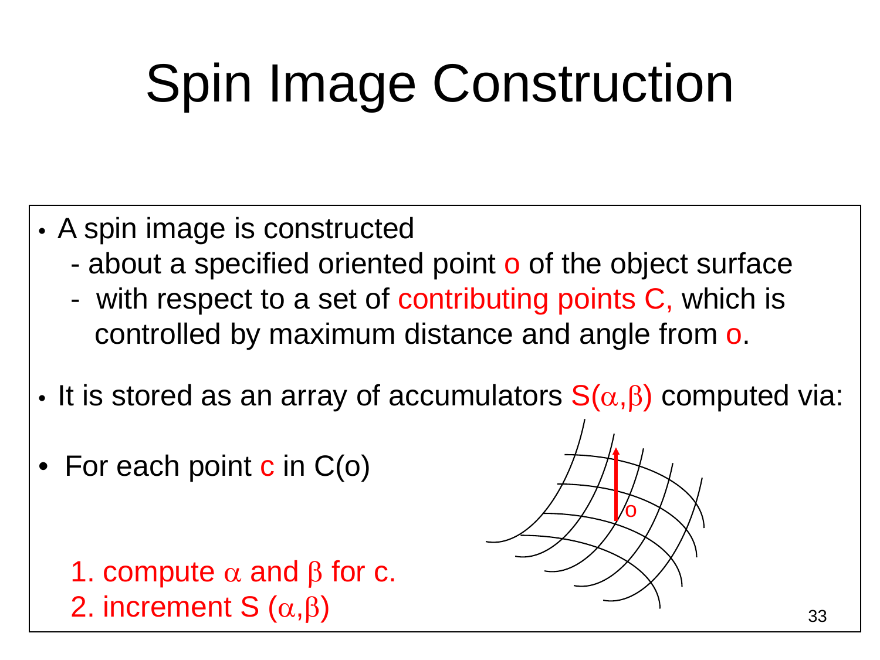# Spin Image Construction

- A spin image is constructed
  - about a specified oriented point o of the object surface
  - with respect to a set of contributing points C, which is controlled by maximum distance and angle from o.
- It is stored as an array of accumulators $S(\alpha,\beta)$ computed via:
- For each point c in C(o)

  1. compute $\alpha$ and $\beta$ for c.
  2. increment $S(\alpha,\beta)$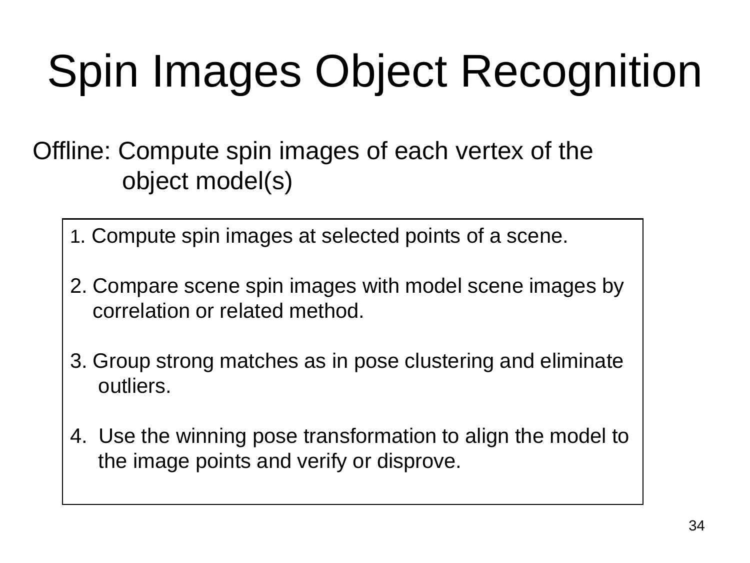# Spin Images Object Recognition

Offline: Compute spin images of each vertex of the object model(s)

1. Compute spin images at selected points of a scene.

2. Compare scene spin images with model scene images by correlation or related method.

3. Group strong matches as in pose clustering and eliminate outliers.

4. Use the winning pose transformation to align the model to the image points and verify or disprove.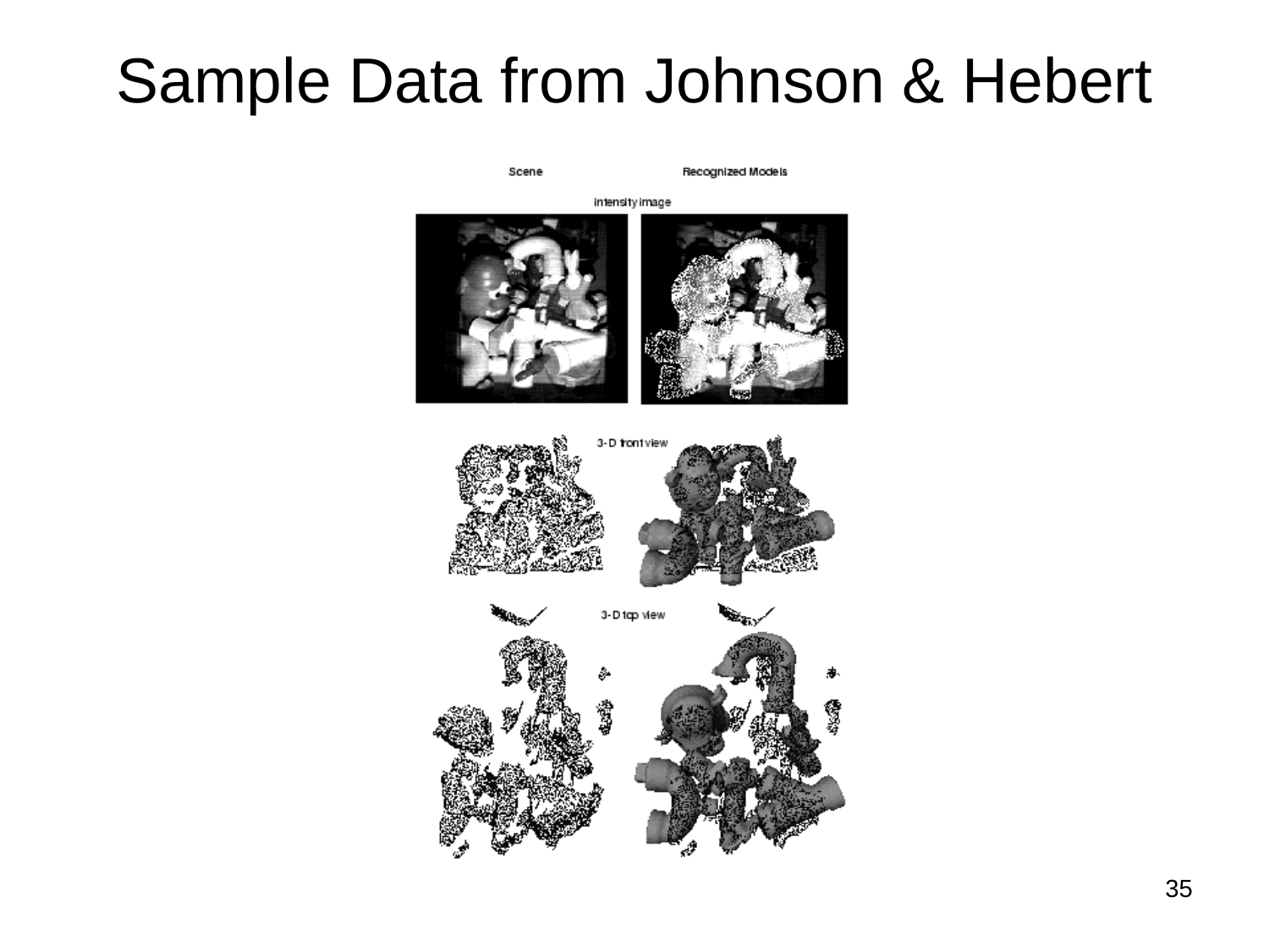# Sample Data from Johnson & Hebert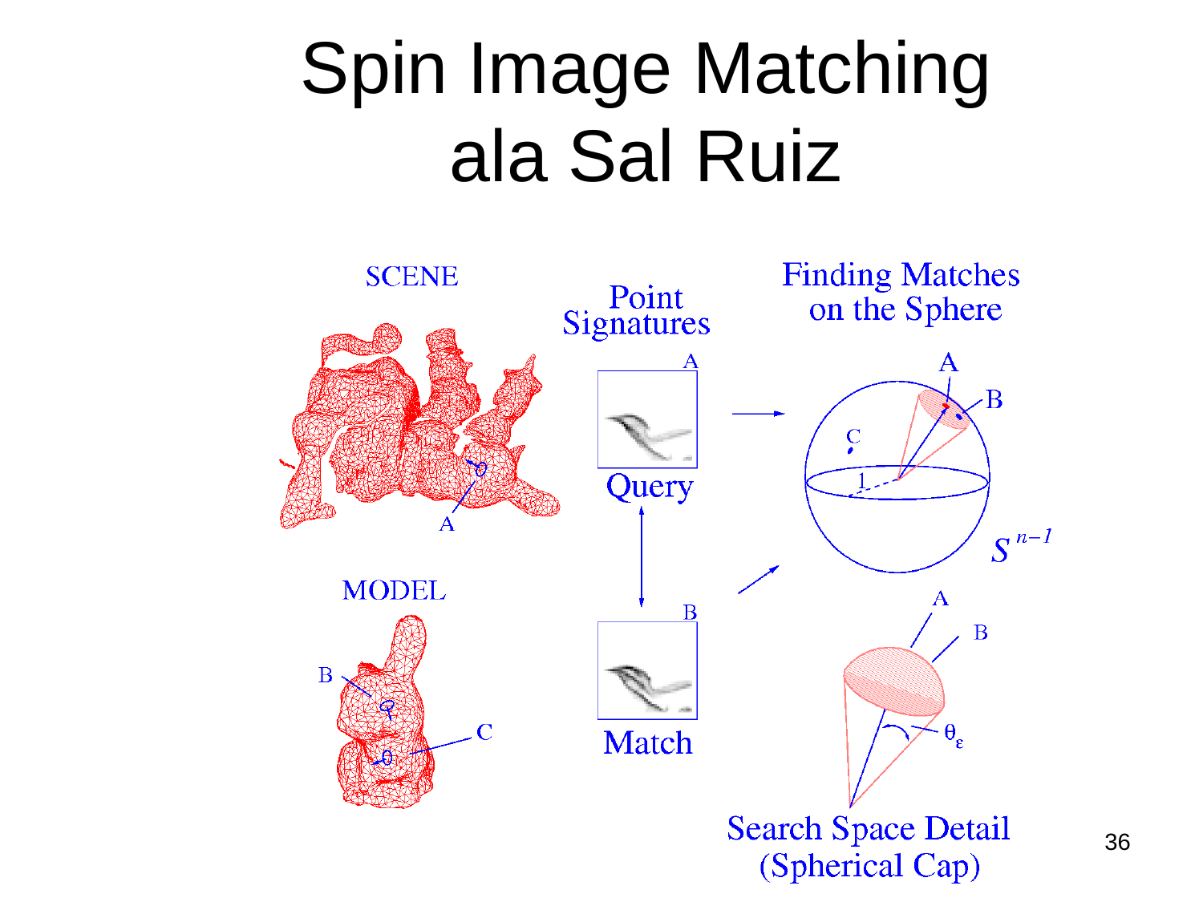# Spin Image Matching ala Sal Ruiz

SCENE

A

MODEL

B

C

Point Signatures

A

Query

B

Match

Finding Matches on the Sphere

A

B

C

1

$S^{n-1}$

A

B

$\theta_\varepsilon$

Search Space Detail (Spherical Cap)